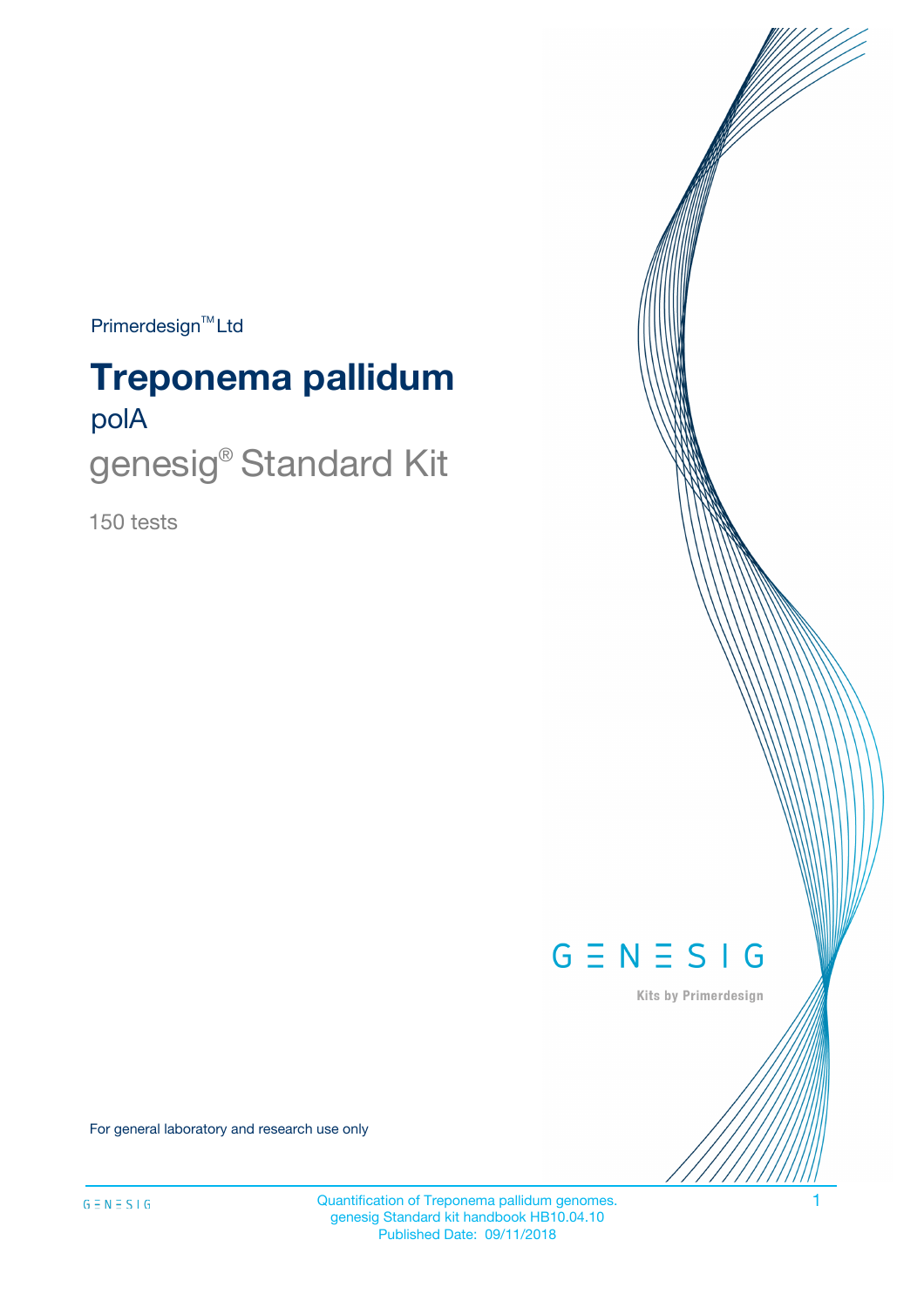Primerdesign™ Ltd

# Treponema pallidum

polA

## genesig® Standard Kit

150 tests

GENESIG

Kits by Primerdesign

For general laboratory and research use only

Quantification of Treponema pallidum genomes.
genesig Standard kit handbook HB10.04.10
Published Date: 09/11/2018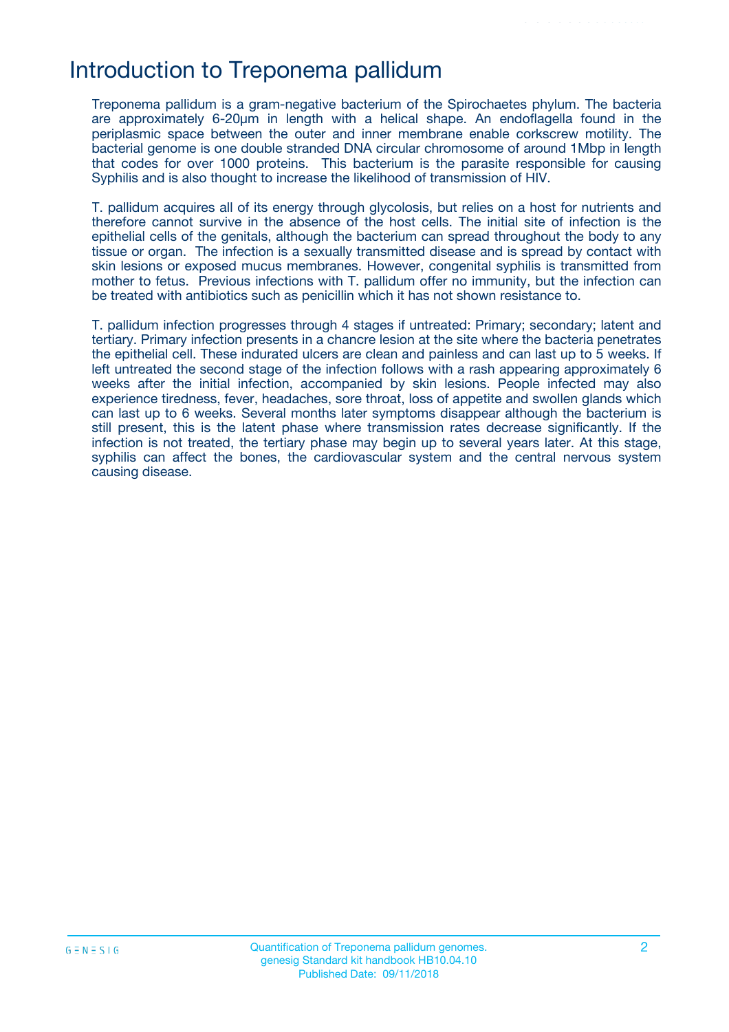# Introduction to Treponema pallidum

Treponema pallidum is a gram-negative bacterium of the Spirochaetes phylum. The bacteria are approximately 6-20µm in length with a helical shape. An endoflagella found in the periplasmic space between the outer and inner membrane enable corkscrew motility. The bacterial genome is one double stranded DNA circular chromosome of around 1Mbp in length that codes for over 1000 proteins. This bacterium is the parasite responsible for causing Syphilis and is also thought to increase the likelihood of transmission of HIV.

T. pallidum acquires all of its energy through glycolosis, but relies on a host for nutrients and therefore cannot survive in the absence of the host cells. The initial site of infection is the epithelial cells of the genitals, although the bacterium can spread throughout the body to any tissue or organ. The infection is a sexually transmitted disease and is spread by contact with skin lesions or exposed mucus membranes. However, congenital syphilis is transmitted from mother to fetus. Previous infections with T. pallidum offer no immunity, but the infection can be treated with antibiotics such as penicillin which it has not shown resistance to.

T. pallidum infection progresses through 4 stages if untreated: Primary; secondary; latent and tertiary. Primary infection presents in a chancre lesion at the site where the bacteria penetrates the epithelial cell. These indurated ulcers are clean and painless and can last up to 5 weeks. If left untreated the second stage of the infection follows with a rash appearing approximately 6 weeks after the initial infection, accompanied by skin lesions. People infected may also experience tiredness, fever, headaches, sore throat, loss of appetite and swollen glands which can last up to 6 weeks. Several months later symptoms disappear although the bacterium is still present, this is the latent phase where transmission rates decrease significantly. If the infection is not treated, the tertiary phase may begin up to several years later. At this stage, syphilis can affect the bones, the cardiovascular system and the central nervous system causing disease.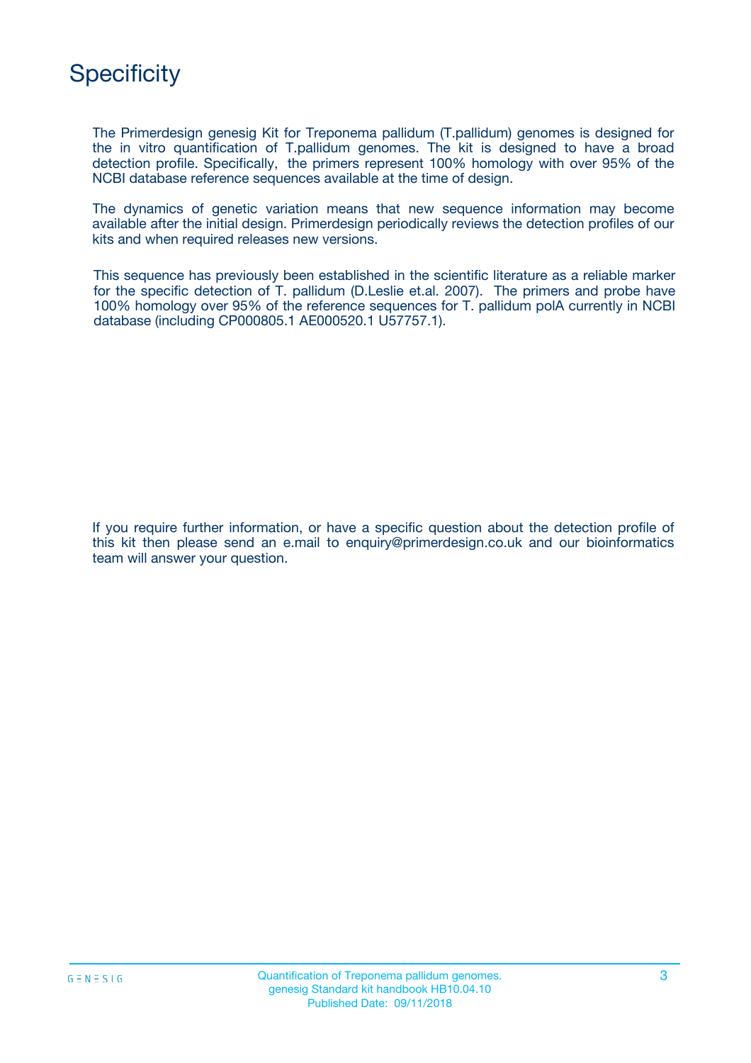# Specificity

The Primerdesign genesig Kit for Treponema pallidum (T.pallidum) genomes is designed for the in vitro quantification of T.pallidum genomes. The kit is designed to have a broad detection profile. Specifically, the primers represent 100% homology with over 95% of the NCBI database reference sequences available at the time of design.

The dynamics of genetic variation means that new sequence information may become available after the initial design. Primerdesign periodically reviews the detection profiles of our kits and when required releases new versions.

This sequence has previously been established in the scientific literature as a reliable marker for the specific detection of T. pallidum (D.Leslie et.al. 2007). The primers and probe have 100% homology over 95% of the reference sequences for T. pallidum polA currently in NCBI database (including CP000805.1 AE000520.1 U57757.1).

If you require further information, or have a specific question about the detection profile of this kit then please send an e.mail to enquiry@primerdesign.co.uk and our bioinformatics team will answer your question.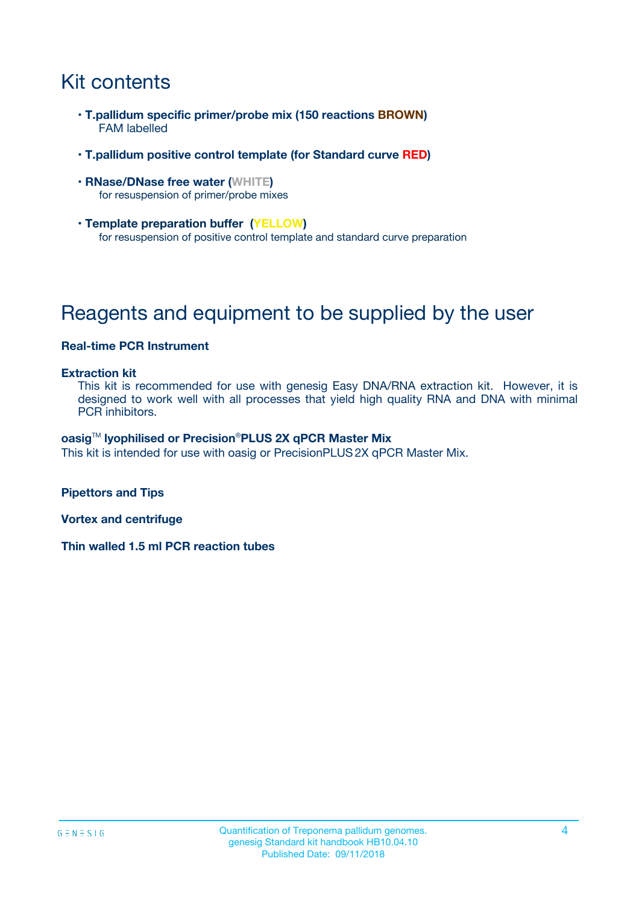# Kit contents

- **T.pallidum specific primer/probe mix (150 reactions BROWN)**
  FAM labelled

- **T.pallidum positive control template (for Standard curve RED)**

- **RNase/DNase free water (WHITE)**
  for resuspension of primer/probe mixes

- **Template preparation buffer (YELLOW)**
  for resuspension of positive control template and standard curve preparation

# Reagents and equipment to be supplied by the user

**Real-time PCR Instrument**

**Extraction kit**

This kit is recommended for use with genesig Easy DNA/RNA extraction kit. However, it is designed to work well with all processes that yield high quality RNA and DNA with minimal PCR inhibitors.

**oasig™ lyophilised or Precision®PLUS 2X qPCR Master Mix**

This kit is intended for use with oasig or PrecisionPLUS 2X qPCR Master Mix.

**Pipettors and Tips**

**Vortex and centrifuge**

**Thin walled 1.5 ml PCR reaction tubes**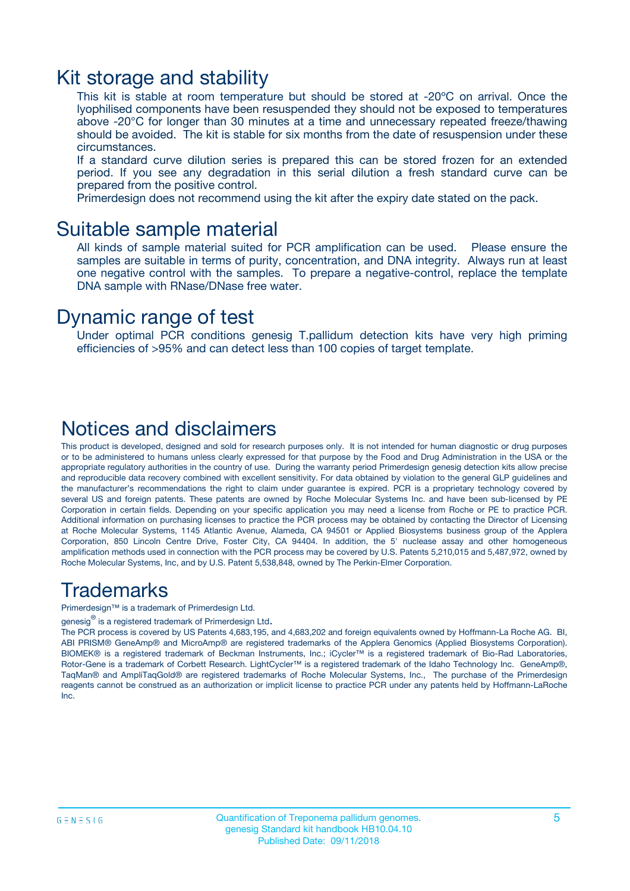# Kit storage and stability

This kit is stable at room temperature but should be stored at -20ºC on arrival. Once the lyophilised components have been resuspended they should not be exposed to temperatures above -20°C for longer than 30 minutes at a time and unnecessary repeated freeze/thawing should be avoided. The kit is stable for six months from the date of resuspension under these circumstances.

If a standard curve dilution series is prepared this can be stored frozen for an extended period. If you see any degradation in this serial dilution a fresh standard curve can be prepared from the positive control.

Primerdesign does not recommend using the kit after the expiry date stated on the pack.

# Suitable sample material

All kinds of sample material suited for PCR amplification can be used. Please ensure the samples are suitable in terms of purity, concentration, and DNA integrity. Always run at least one negative control with the samples. To prepare a negative-control, replace the template DNA sample with RNase/DNase free water.

# Dynamic range of test

Under optimal PCR conditions genesig T.pallidum detection kits have very high priming efficiencies of >95% and can detect less than 100 copies of target template.

# Notices and disclaimers

This product is developed, designed and sold for research purposes only. It is not intended for human diagnostic or drug purposes or to be administered to humans unless clearly expressed for that purpose by the Food and Drug Administration in the USA or the appropriate regulatory authorities in the country of use. During the warranty period Primerdesign genesig detection kits allow precise and reproducible data recovery combined with excellent sensitivity. For data obtained by violation to the general GLP guidelines and the manufacturer's recommendations the right to claim under guarantee is expired. PCR is a proprietary technology covered by several US and foreign patents. These patents are owned by Roche Molecular Systems Inc. and have been sub-licensed by PE Corporation in certain fields. Depending on your specific application you may need a license from Roche or PE to practice PCR. Additional information on purchasing licenses to practice the PCR process may be obtained by contacting the Director of Licensing at Roche Molecular Systems, 1145 Atlantic Avenue, Alameda, CA 94501 or Applied Biosystems business group of the Applera Corporation, 850 Lincoln Centre Drive, Foster City, CA 94404. In addition, the 5' nuclease assay and other homogeneous amplification methods used in connection with the PCR process may be covered by U.S. Patents 5,210,015 and 5,487,972, owned by Roche Molecular Systems, Inc, and by U.S. Patent 5,538,848, owned by The Perkin-Elmer Corporation.

# Trademarks

Primerdesign™ is a trademark of Primerdesign Ltd.

genesig® is a registered trademark of Primerdesign Ltd.

The PCR process is covered by US Patents 4,683,195, and 4,683,202 and foreign equivalents owned by Hoffmann-La Roche AG. BI, ABI PRISM® GeneAmp® and MicroAmp® are registered trademarks of the Applera Genomics (Applied Biosystems Corporation). BIOMEK® is a registered trademark of Beckman Instruments, Inc.; iCycler™ is a registered trademark of Bio-Rad Laboratories, Rotor-Gene is a trademark of Corbett Research. LightCycler™ is a registered trademark of the Idaho Technology Inc. GeneAmp®, TaqMan® and AmpliTaqGold® are registered trademarks of Roche Molecular Systems, Inc., The purchase of the Primerdesign reagents cannot be construed as an authorization or implicit license to practice PCR under any patents held by Hoffmann-LaRoche Inc.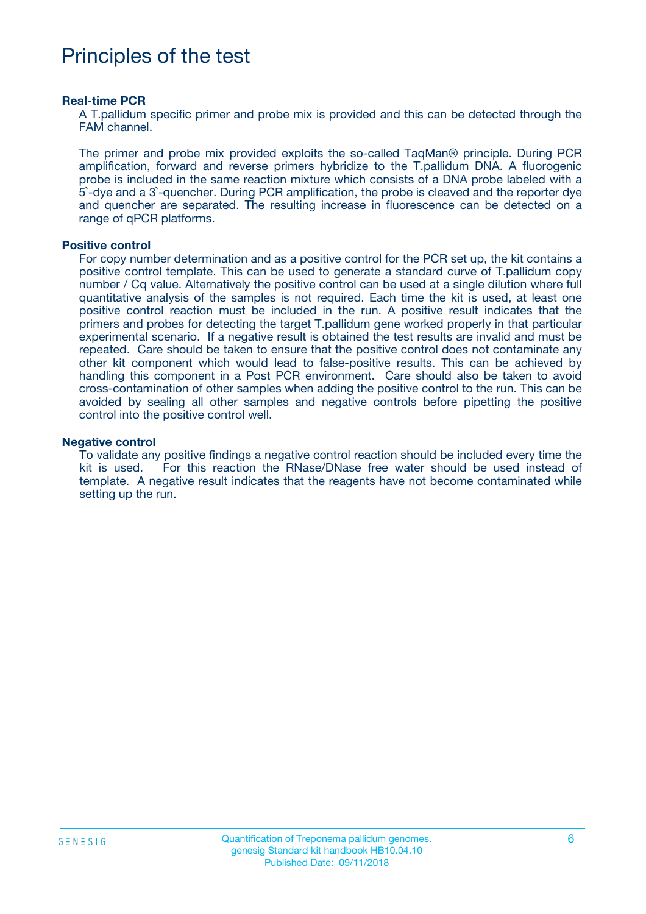# Principles of the test

**Real-time PCR**

A T.pallidum specific primer and probe mix is provided and this can be detected through the FAM channel.

The primer and probe mix provided exploits the so-called TaqMan® principle. During PCR amplification, forward and reverse primers hybridize to the T.pallidum DNA. A fluorogenic probe is included in the same reaction mixture which consists of a DNA probe labeled with a 5`-dye and a 3`-quencher. During PCR amplification, the probe is cleaved and the reporter dye and quencher are separated. The resulting increase in fluorescence can be detected on a range of qPCR platforms.

**Positive control**

For copy number determination and as a positive control for the PCR set up, the kit contains a positive control template. This can be used to generate a standard curve of T.pallidum copy number / Cq value. Alternatively the positive control can be used at a single dilution where full quantitative analysis of the samples is not required. Each time the kit is used, at least one positive control reaction must be included in the run. A positive result indicates that the primers and probes for detecting the target T.pallidum gene worked properly in that particular experimental scenario. If a negative result is obtained the test results are invalid and must be repeated. Care should be taken to ensure that the positive control does not contaminate any other kit component which would lead to false-positive results. This can be achieved by handling this component in a Post PCR environment. Care should also be taken to avoid cross-contamination of other samples when adding the positive control to the run. This can be avoided by sealing all other samples and negative controls before pipetting the positive control into the positive control well.

**Negative control**

To validate any positive findings a negative control reaction should be included every time the kit is used. For this reaction the RNase/DNase free water should be used instead of template. A negative result indicates that the reagents have not become contaminated while setting up the run.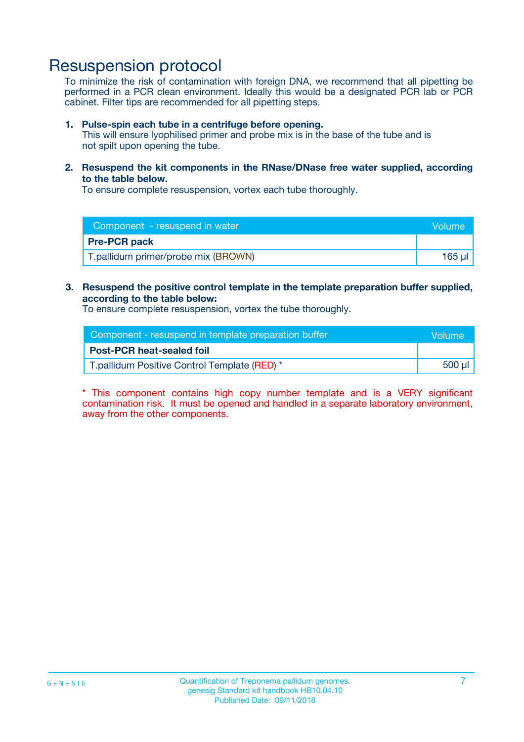# Resuspension protocol

To minimize the risk of contamination with foreign DNA, we recommend that all pipetting be performed in a PCR clean environment. Ideally this would be a designated PCR lab or PCR cabinet. Filter tips are recommended for all pipetting steps.

1. **Pulse-spin each tube in a centrifuge before opening.**
   This will ensure lyophilised primer and probe mix is in the base of the tube and is not spilt upon opening the tube.

2. **Resuspend the kit components in the RNase/DNase free water supplied, according to the table below.**
   To ensure complete resuspension, vortex each tube thoroughly.

| Component - resuspend in water | Volume |
|---|---|
| **Pre-PCR pack** | |
| T.pallidum primer/probe mix (BROWN) | 165 µl |

3. **Resuspend the positive control template in the template preparation buffer supplied, according to the table below:**
   To ensure complete resuspension, vortex the tube thoroughly.

| Component - resuspend in template preparation buffer | Volume |
|---|---|
| **Post-PCR heat-sealed foil** | |
| T.pallidum Positive Control Template (RED) * | 500 µl |

* This component contains high copy number template and is a VERY significant contamination risk. It must be opened and handled in a separate laboratory environment, away from the other components.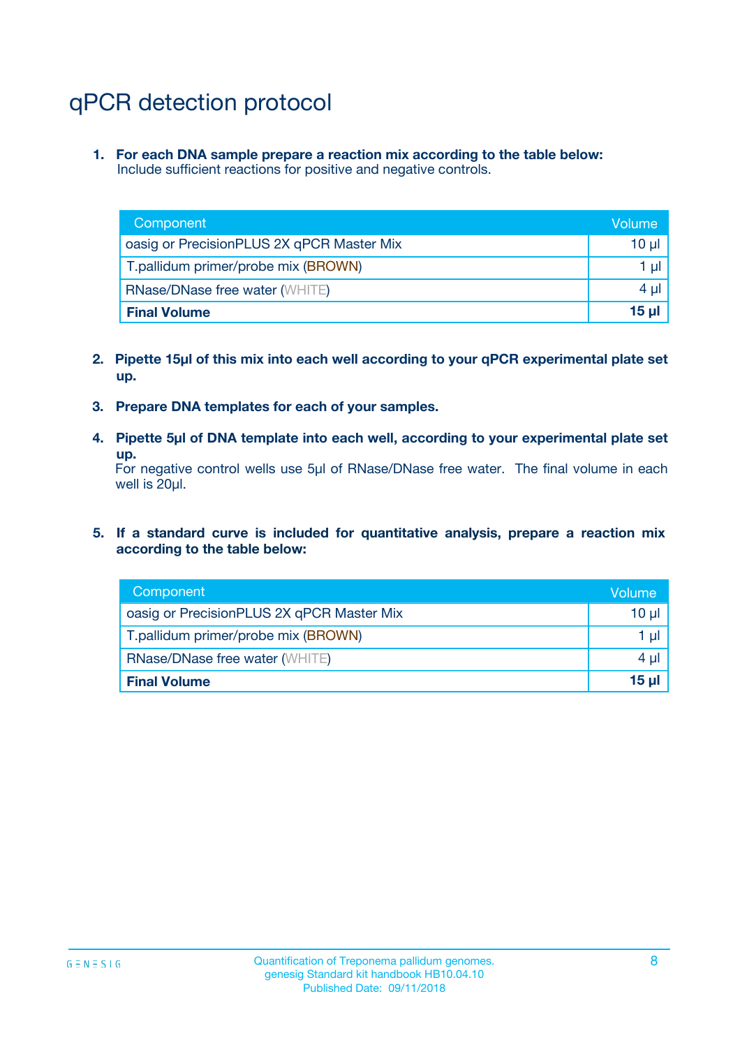# qPCR detection protocol

1. **For each DNA sample prepare a reaction mix according to the table below:**
   Include sufficient reactions for positive and negative controls.

| Component | Volume |
|---|---|
| oasig or PrecisionPLUS 2X qPCR Master Mix | 10 µl |
| T.pallidum primer/probe mix (BROWN) | 1 µl |
| RNase/DNase free water (WHITE) | 4 µl |
| **Final Volume** | **15 µl** |

2. **Pipette 15µl of this mix into each well according to your qPCR experimental plate set up.**

3. **Prepare DNA templates for each of your samples.**

4. **Pipette 5µl of DNA template into each well, according to your experimental plate set up.**
   For negative control wells use 5µl of RNase/DNase free water. The final volume in each well is 20µl.

5. **If a standard curve is included for quantitative analysis, prepare a reaction mix according to the table below:**

| Component | Volume |
|---|---|
| oasig or PrecisionPLUS 2X qPCR Master Mix | 10 µl |
| T.pallidum primer/probe mix (BROWN) | 1 µl |
| RNase/DNase free water (WHITE) | 4 µl |
| **Final Volume** | **15 µl** |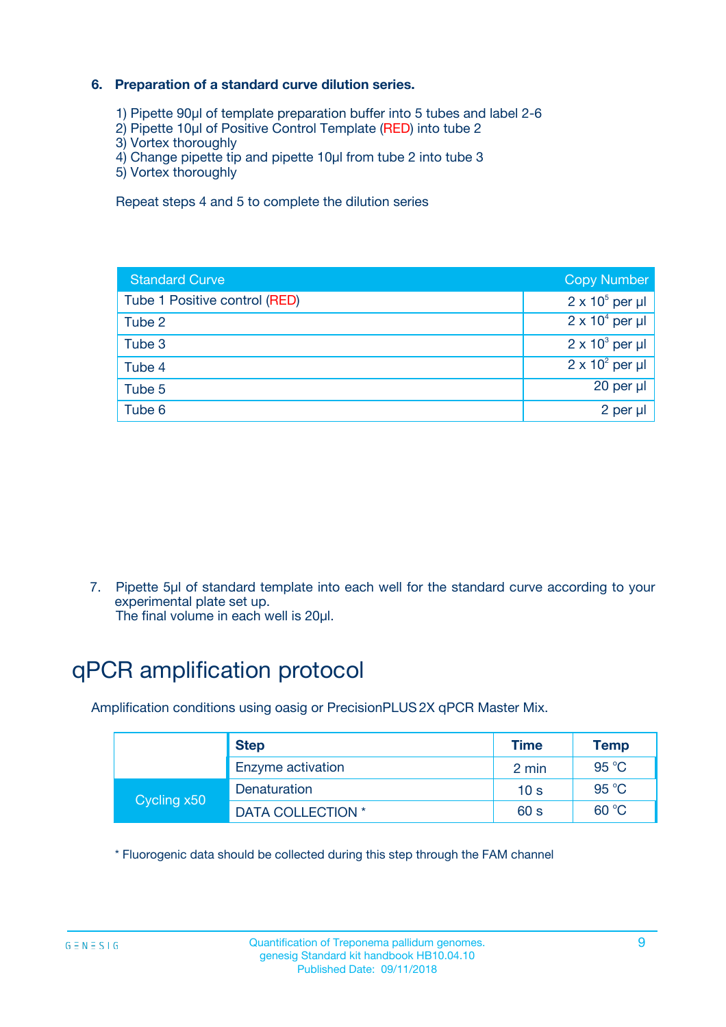**6. Preparation of a standard curve dilution series.**

1) Pipette 90µl of template preparation buffer into 5 tubes and label 2-6
2) Pipette 10µl of Positive Control Template (RED) into tube 2
3) Vortex thoroughly
4) Change pipette tip and pipette 10µl from tube 2 into tube 3
5) Vortex thoroughly

Repeat steps 4 and 5 to complete the dilution series

| Standard Curve | Copy Number |
|---|---|
| Tube 1 Positive control (RED) | $2 \times 10^5$ per µl |
| Tube 2 | $2 \times 10^4$ per µl |
| Tube 3 | $2 \times 10^3$ per µl |
| Tube 4 | $2 \times 10^2$ per µl |
| Tube 5 | 20 per µl |
| Tube 6 | 2 per µl |

7. Pipette 5µl of standard template into each well for the standard curve according to your experimental plate set up.
The final volume in each well is 20µl.

# qPCR amplification protocol

Amplification conditions using oasig or PrecisionPLUS 2X qPCR Master Mix.

| | Step | Time | Temp |
|---|---|---|---|
| | Enzyme activation | 2 min | 95 °C |
| Cycling x50 | Denaturation | 10 s | 95 °C |
| | DATA COLLECTION * | 60 s | 60 °C |

* Fluorogenic data should be collected during this step through the FAM channel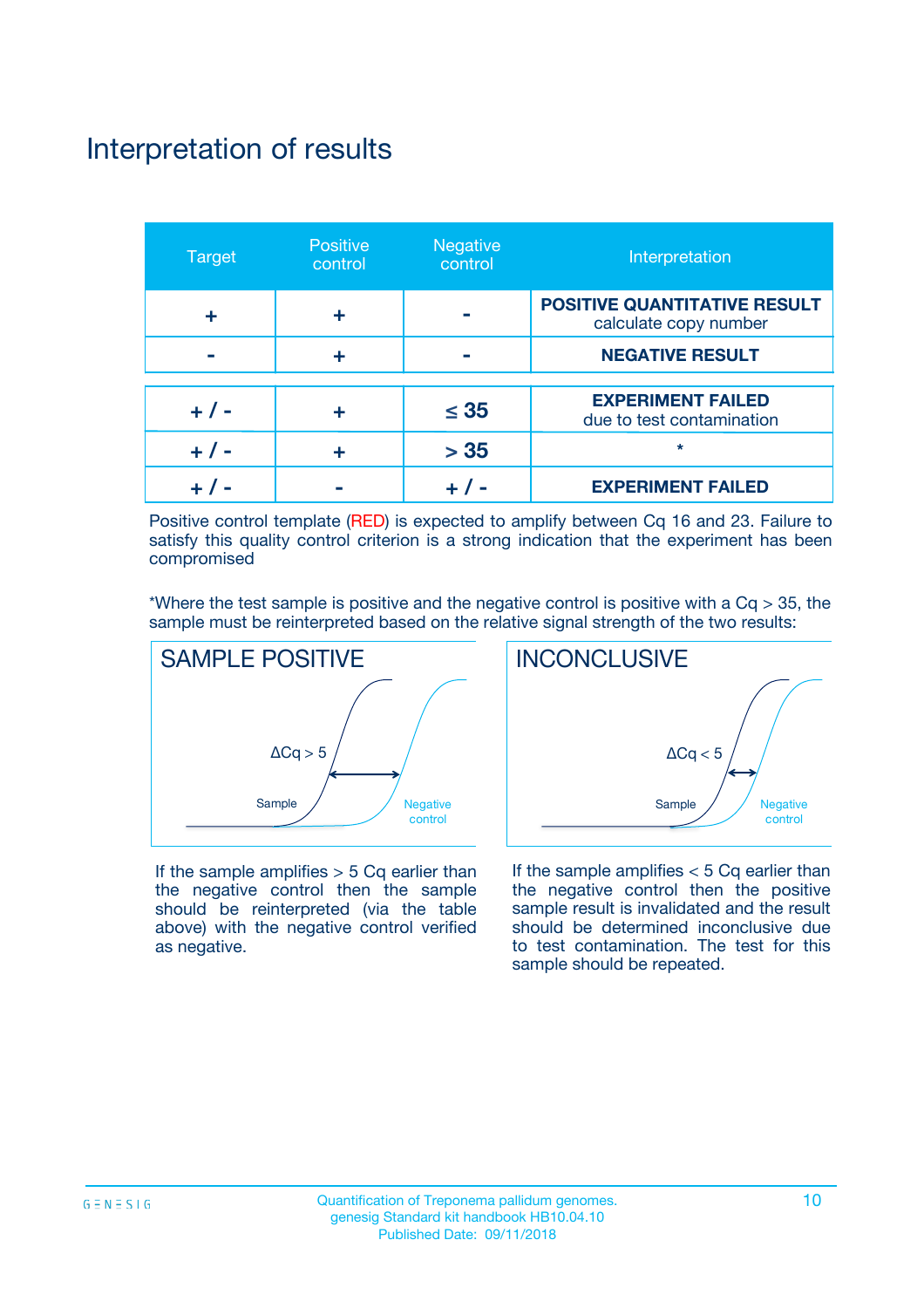# Interpretation of results

| Target | Positive control | Negative control | Interpretation |
|---|---|---|---|
| + | + | - | **POSITIVE QUANTITATIVE RESULT** calculate copy number |
| - | + | - | **NEGATIVE RESULT** |
| + / - | + | ≤ 35 | **EXPERIMENT FAILED** due to test contamination |
| + / - | + | > 35 | * |
| + / - | - | + / - | **EXPERIMENT FAILED** |

Positive control template (RED) is expected to amplify between Cq 16 and 23. Failure to satisfy this quality control criterion is a strong indication that the experiment has been compromised

*Where the test sample is positive and the negative control is positive with a Cq > 35, the sample must be reinterpreted based on the relative signal strength of the two results:

SAMPLE POSITIVE

ΔCq > 5

Sample

Negative control

If the sample amplifies > 5 Cq earlier than the negative control then the sample should be reinterpreted (via the table above) with the negative control verified as negative.

INCONCLUSIVE

ΔCq < 5

Sample

Negative control

If the sample amplifies < 5 Cq earlier than the negative control then the positive sample result is invalidated and the result should be determined inconclusive due to test contamination. The test for this sample should be repeated.